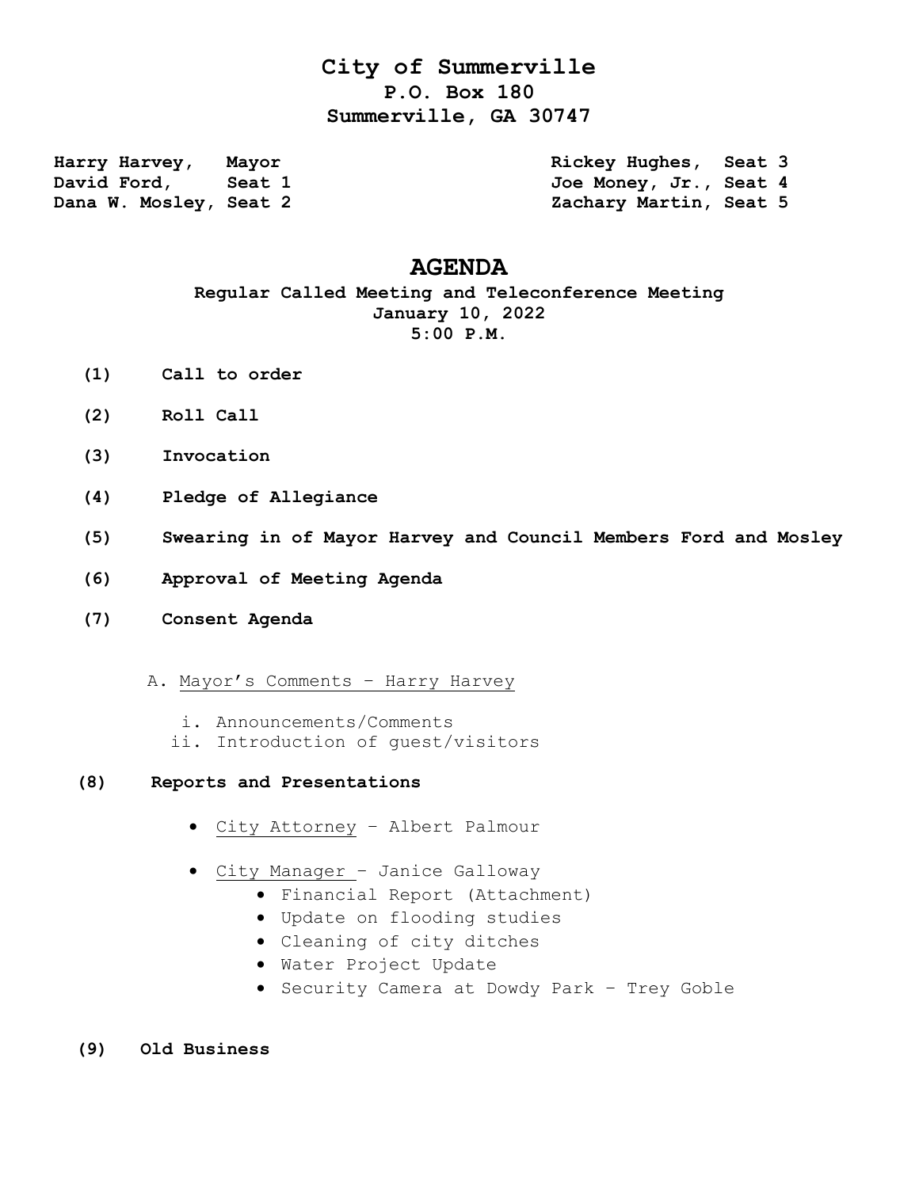# City of Summerville

**P.O. Box 180**
**Summerville, GA 30747**

**Harry Harvey, Mayor**
**David Ford, Seat 1**
**Dana W. Mosley, Seat 2**
**Rickey Hughes, Seat 3**
**Joe Money, Jr., Seat 4**
**Zachary Martin, Seat 5**

## AGENDA

**Regular Called Meeting and Teleconference Meeting**
**January 10, 2022**
**5:00 P.M.**

**(1) Call to order**

**(2) Roll Call**

**(3) Invocation**

**(4) Pledge of Allegiance**

**(5) Swearing in of Mayor Harvey and Council Members Ford and Mosley**

**(6) Approval of Meeting Agenda**

**(7) Consent Agenda**

A. Mayor's Comments – Harry Harvey

i. Announcements/Comments
ii. Introduction of guest/visitors

**(8) Reports and Presentations**

- City Attorney – Albert Palmour
- City Manager – Janice Galloway
  - Financial Report (Attachment)
  - Update on flooding studies
  - Cleaning of city ditches
  - Water Project Update
  - Security Camera at Dowdy Park – Trey Goble

**(9) Old Business**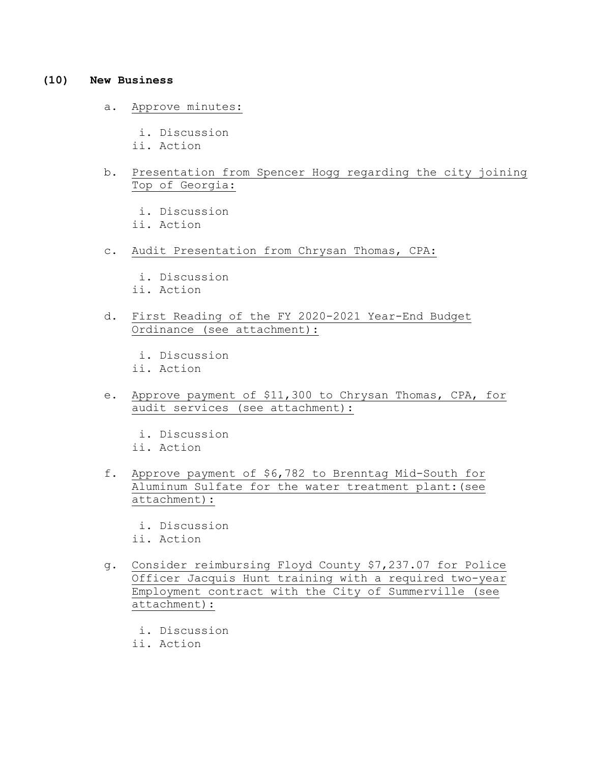## (10) New Business

a. Approve minutes:

   i. Discussion
   ii. Action

b. Presentation from Spencer Hogg regarding the city joining Top of Georgia:

   i. Discussion
   ii. Action

c. Audit Presentation from Chrysan Thomas, CPA:

   i. Discussion
   ii. Action

d. First Reading of the FY 2020-2021 Year-End Budget Ordinance (see attachment):

   i. Discussion
   ii. Action

e. Approve payment of $11,300 to Chrysan Thomas, CPA, for audit services (see attachment):

   i. Discussion
   ii. Action

f. Approve payment of $6,782 to Brenntag Mid-South for Aluminum Sulfate for the water treatment plant:(see attachment):

   i. Discussion
   ii. Action

g. Consider reimbursing Floyd County $7,237.07 for Police Officer Jacquis Hunt training with a required two-year Employment contract with the City of Summerville (see attachment):

   i. Discussion
   ii. Action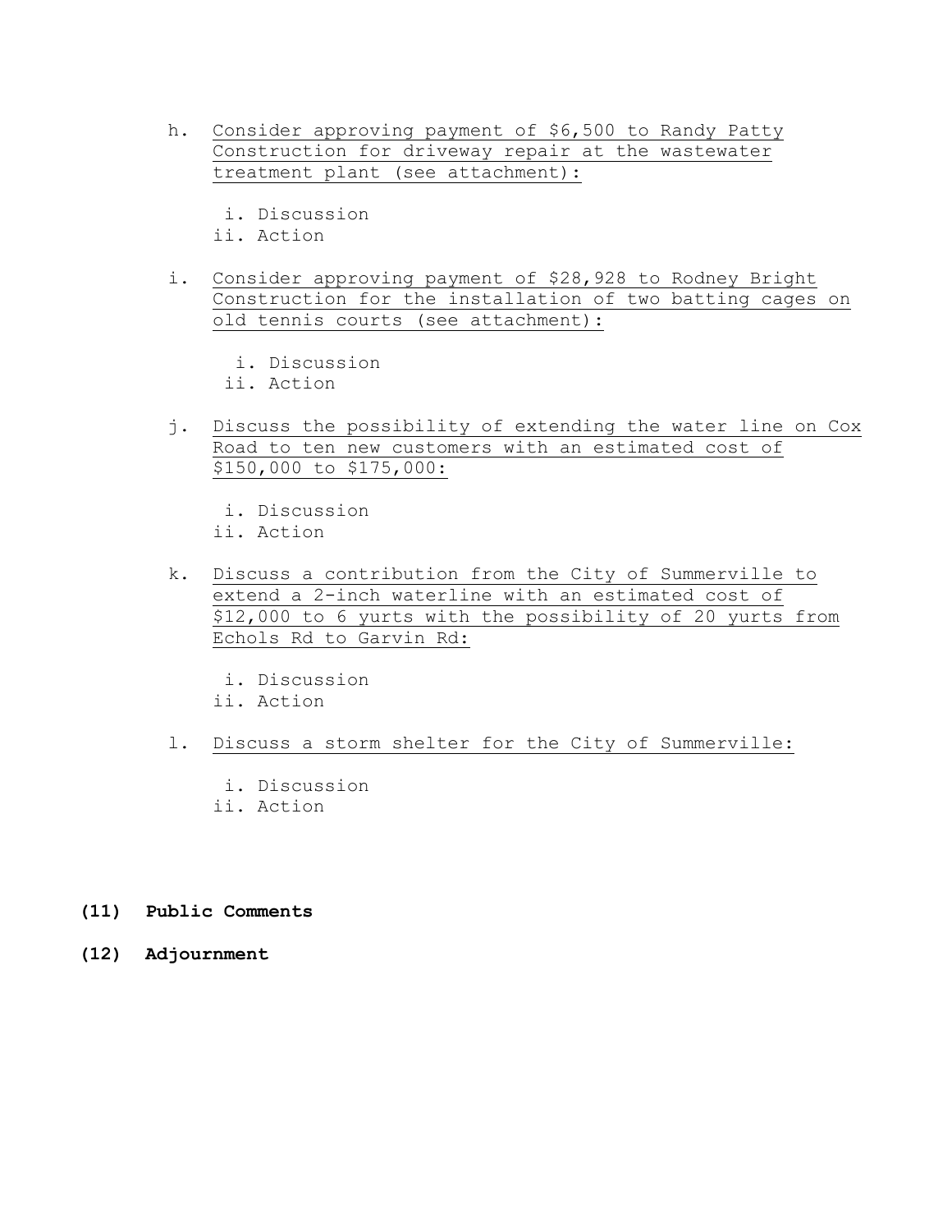h. Consider approving payment of $6,500 to Randy Patty Construction for driveway repair at the wastewater treatment plant (see attachment):

   i. Discussion
   ii. Action

i. Consider approving payment of $28,928 to Rodney Bright Construction for the installation of two batting cages on old tennis courts (see attachment):

   i. Discussion
   ii. Action

j. Discuss the possibility of extending the water line on Cox Road to ten new customers with an estimated cost of $150,000 to $175,000:

   i. Discussion
   ii. Action

k. Discuss a contribution from the City of Summerville to extend a 2-inch waterline with an estimated cost of $12,000 to 6 yurts with the possibility of 20 yurts from Echols Rd to Garvin Rd:

   i. Discussion
   ii. Action

l. Discuss a storm shelter for the City of Summerville:

   i. Discussion
   ii. Action

**(11) Public Comments**

**(12) Adjournment**